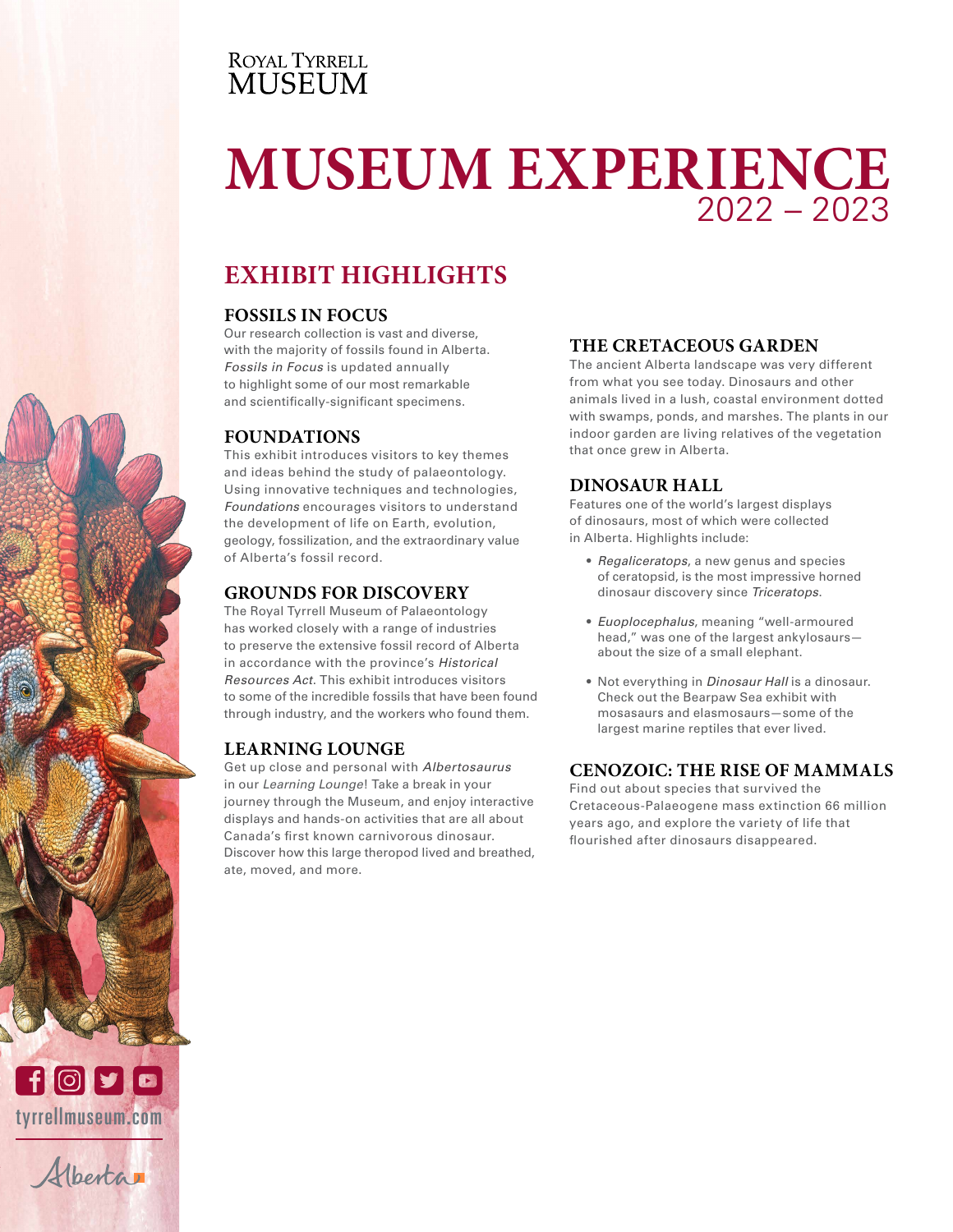ROYAL TYRRELL MUSEUM

# MUSEUM EXPERIENCE 2022 – 2023

## EXHIBIT HIGHLIGHTS

### FOSSILS IN FOCUS

Our research collection is vast and diverse, with the majority of fossils found in Alberta. *Fossils in Focus* is updated annually to highlight some of our most remarkable and scientifically-significant specimens.

### FOUNDATIONS

This exhibit introduces visitors to key themes and ideas behind the study of palaeontology. Using innovative techniques and technologies, *Foundations* encourages visitors to understand the development of life on Earth, evolution, geology, fossilization, and the extraordinary value of Alberta's fossil record.

### GROUNDS FOR DISCOVERY

The Royal Tyrrell Museum of Palaeontology has worked closely with a range of industries to preserve the extensive fossil record of Alberta in accordance with the province's *Historical Resources Act*. This exhibit introduces visitors to some of the incredible fossils that have been found through industry, and the workers who found them.

### LEARNING LOUNGE

Get up close and personal with *Albertosaurus* in our *Learning Lounge*! Take a break in your journey through the Museum, and enjoy interactive displays and hands-on activities that are all about Canada's first known carnivorous dinosaur. Discover how this large theropod lived and breathed, ate, moved, and more.

### THE CRETACEOUS GARDEN

The ancient Alberta landscape was very different from what you see today. Dinosaurs and other animals lived in a lush, coastal environment dotted with swamps, ponds, and marshes. The plants in our indoor garden are living relatives of the vegetation that once grew in Alberta.

### DINOSAUR HALL

Features one of the world's largest displays of dinosaurs, most of which were collected in Alberta. Highlights include:

- *Regaliceratops*, a new genus and species of ceratopsid, is the most impressive horned dinosaur discovery since *Triceratops*.
- *Euoplocephalus*, meaning "well-armoured head," was one of the largest ankylosaurs—about the size of a small elephant.
- Not everything in *Dinosaur Hall* is a dinosaur. Check out the Bearpaw Sea exhibit with mosasaurs and elasmosaurs—some of the largest marine reptiles that ever lived.

### CENOZOIC: THE RISE OF MAMMALS

Find out about species that survived the Cretaceous-Palaeogene mass extinction 66 million years ago, and explore the variety of life that flourished after dinosaurs disappeared.

tyrrellmuseum.com

Alberta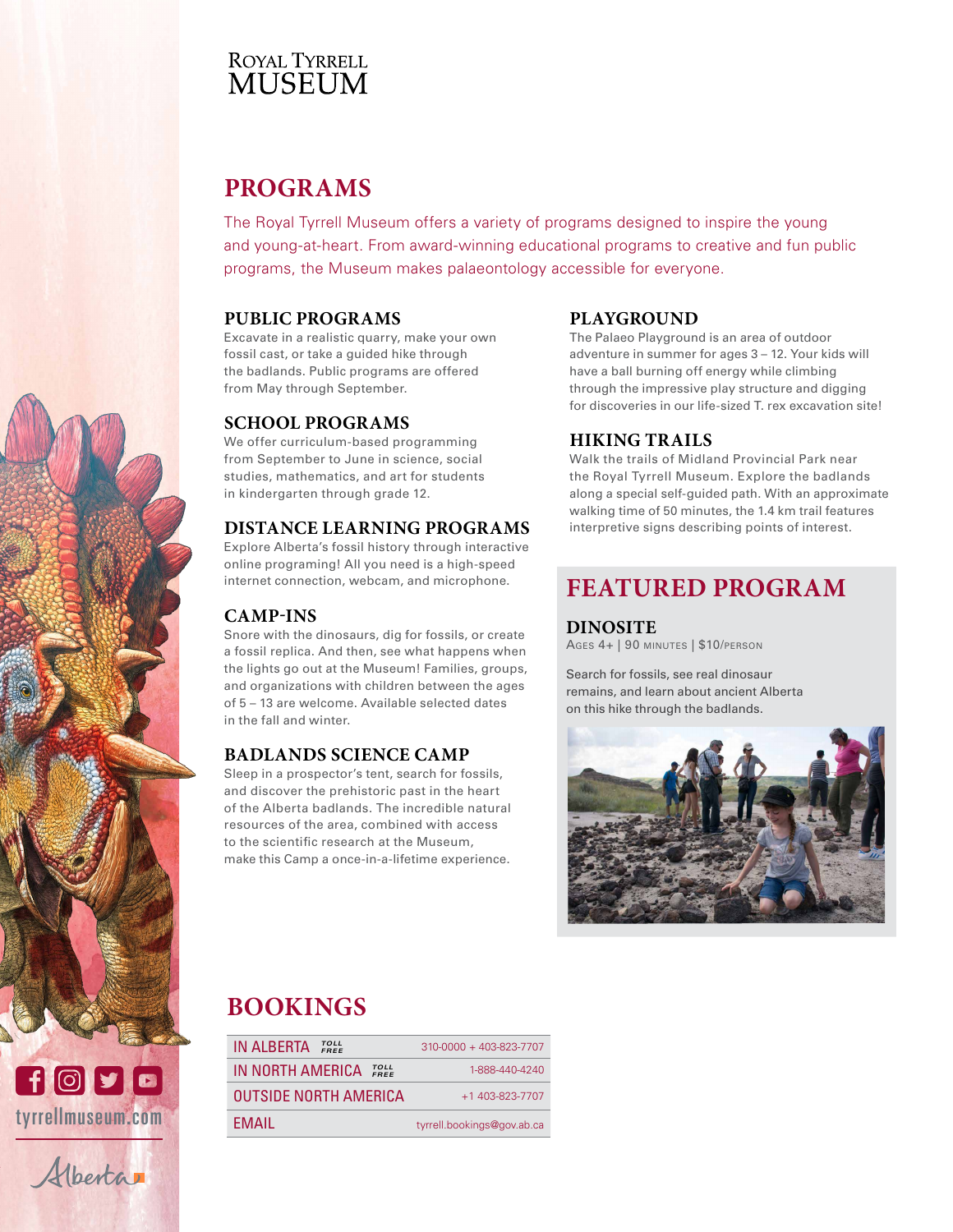# ROYAL TYRRELL MUSEUM

## PROGRAMS

The Royal Tyrrell Museum offers a variety of programs designed to inspire the young and young-at-heart. From award-winning educational programs to creative and fun public programs, the Museum makes palaeontology accessible for everyone.

### PUBLIC PROGRAMS

Excavate in a realistic quarry, make your own fossil cast, or take a guided hike through the badlands. Public programs are offered from May through September.

### SCHOOL PROGRAMS

We offer curriculum-based programming from September to June in science, social studies, mathematics, and art for students in kindergarten through grade 12.

### DISTANCE LEARNING PROGRAMS

Explore Alberta's fossil history through interactive online programing! All you need is a high-speed internet connection, webcam, and microphone.

### CAMP-INS

Snore with the dinosaurs, dig for fossils, or create a fossil replica. And then, see what happens when the lights go out at the Museum! Families, groups, and organizations with children between the ages of 5 – 13 are welcome. Available selected dates in the fall and winter.

### BADLANDS SCIENCE CAMP

Sleep in a prospector's tent, search for fossils, and discover the prehistoric past in the heart of the Alberta badlands. The incredible natural resources of the area, combined with access to the scientific research at the Museum, make this Camp a once-in-a-lifetime experience.

### PLAYGROUND

The Palaeo Playground is an area of outdoor adventure in summer for ages 3 – 12. Your kids will have a ball burning off energy while climbing through the impressive play structure and digging for discoveries in our life-sized T. rex excavation site!

### HIKING TRAILS

Walk the trails of Midland Provincial Park near the Royal Tyrrell Museum. Explore the badlands along a special self-guided path. With an approximate walking time of 50 minutes, the 1.4 km trail features interpretive signs describing points of interest.

## FEATURED PROGRAM

### DINOSITE

AGES 4+ | 90 MINUTES | $10/PERSON

Search for fossils, see real dinosaur remains, and learn about ancient Alberta on this hike through the badlands.

## BOOKINGS

| | |
|---|---|
| IN ALBERTA *TOLL FREE* | 310-0000 + 403-823-7707 |
| IN NORTH AMERICA *TOLL FREE* | 1-888-440-4240 |
| OUTSIDE NORTH AMERICA | +1 403-823-7707 |
| EMAIL | tyrrell.bookings@gov.ab.ca |

tyrrellmuseum.com

Alberta